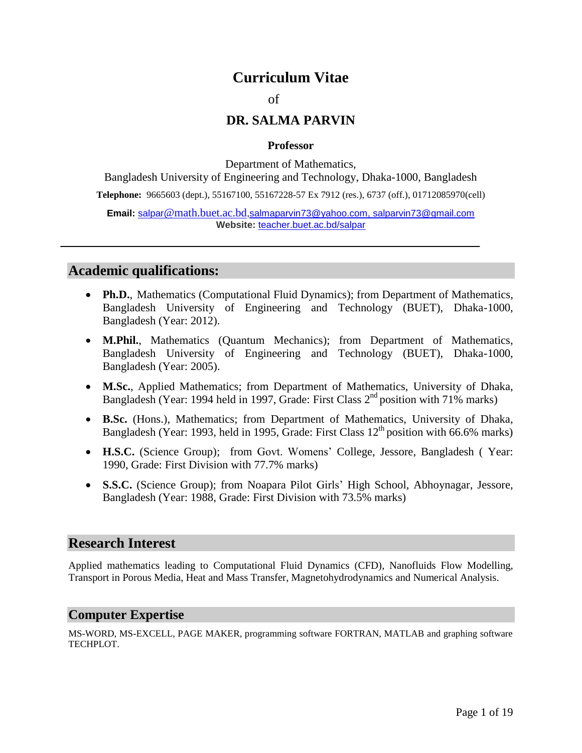# Curriculum Vitae

of

## DR. SALMA PARVIN

**Professor**

Department of Mathematics,
Bangladesh University of Engineering and Technology, Dhaka-1000, Bangladesh

**Telephone:** 9665603 (dept.), 55167100, 55167228-57 Ex 7912 (res.), 6737 (off.), 01712085970(cell)

**Email:** salpar@math.buet.ac.bd,salmaparvin73@yahoo.com, salparvin73@gmail.com
**Website:** teacher.buet.ac.bd/salpar

---

## Academic qualifications:

- **Ph.D.**, Mathematics (Computational Fluid Dynamics); from Department of Mathematics, Bangladesh University of Engineering and Technology (BUET), Dhaka-1000, Bangladesh (Year: 2012).
- **M.Phil.**, Mathematics (Quantum Mechanics); from Department of Mathematics, Bangladesh University of Engineering and Technology (BUET), Dhaka-1000, Bangladesh (Year: 2005).
- **M.Sc.**, Applied Mathematics; from Department of Mathematics, University of Dhaka, Bangladesh (Year: 1994 held in 1997, Grade: First Class 2nd position with 71% marks)
- **B.Sc.** (Hons.), Mathematics; from Department of Mathematics, University of Dhaka, Bangladesh (Year: 1993, held in 1995, Grade: First Class 12th position with 66.6% marks)
- **H.S.C.** (Science Group); from Govt. Womens' College, Jessore, Bangladesh ( Year: 1990, Grade: First Division with 77.7% marks)
- **S.S.C.** (Science Group); from Noapara Pilot Girls' High School, Abhoynagar, Jessore, Bangladesh (Year: 1988, Grade: First Division with 73.5% marks)

## Research Interest

Applied mathematics leading to Computational Fluid Dynamics (CFD), Nanofluids Flow Modelling, Transport in Porous Media, Heat and Mass Transfer, Magnetohydrodynamics and Numerical Analysis.

## Computer Expertise

MS-WORD, MS-EXCELL, PAGE MAKER, programming software FORTRAN, MATLAB and graphing software TECHPLOT.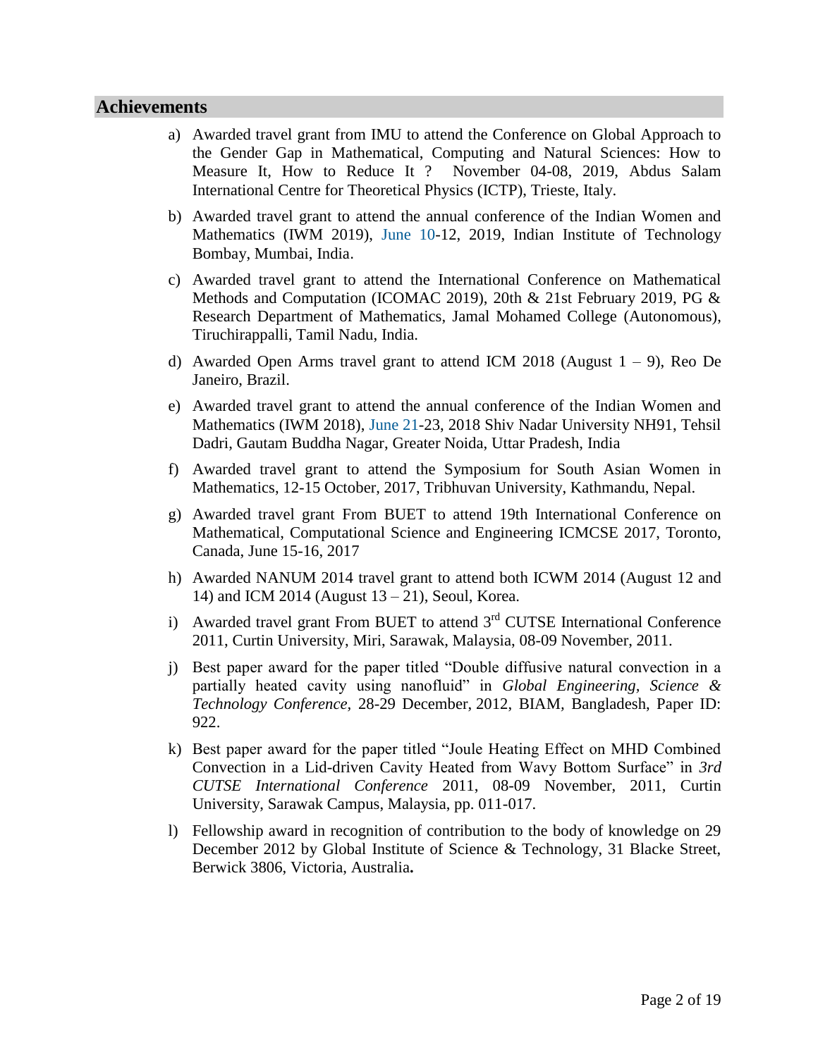## Achievements

a) Awarded travel grant from IMU to attend the Conference on Global Approach to the Gender Gap in Mathematical, Computing and Natural Sciences: How to Measure It, How to Reduce It ? November 04-08, 2019, Abdus Salam International Centre for Theoretical Physics (ICTP), Trieste, Italy.

b) Awarded travel grant to attend the annual conference of the Indian Women and Mathematics (IWM 2019), June 10-12, 2019, Indian Institute of Technology Bombay, Mumbai, India.

c) Awarded travel grant to attend the International Conference on Mathematical Methods and Computation (ICOMAC 2019), 20th & 21st February 2019, PG & Research Department of Mathematics, Jamal Mohamed College (Autonomous), Tiruchirappalli, Tamil Nadu, India.

d) Awarded Open Arms travel grant to attend ICM 2018 (August 1 – 9), Reo De Janeiro, Brazil.

e) Awarded travel grant to attend the annual conference of the Indian Women and Mathematics (IWM 2018), June 21-23, 2018 Shiv Nadar University NH91, Tehsil Dadri, Gautam Buddha Nagar, Greater Noida, Uttar Pradesh, India

f) Awarded travel grant to attend the Symposium for South Asian Women in Mathematics, 12-15 October, 2017, Tribhuvan University, Kathmandu, Nepal.

g) Awarded travel grant From BUET to attend 19th International Conference on Mathematical, Computational Science and Engineering ICMCSE 2017, Toronto, Canada, June 15-16, 2017

h) Awarded NANUM 2014 travel grant to attend both ICWM 2014 (August 12 and 14) and ICM 2014 (August 13 – 21), Seoul, Korea.

i) Awarded travel grant From BUET to attend 3rd CUTSE International Conference 2011, Curtin University, Miri, Sarawak, Malaysia, 08-09 November, 2011.

j) Best paper award for the paper titled "Double diffusive natural convection in a partially heated cavity using nanofluid" in *Global Engineering, Science & Technology Conference*, 28-29 December, 2012, BIAM, Bangladesh, Paper ID: 922.

k) Best paper award for the paper titled "Joule Heating Effect on MHD Combined Convection in a Lid-driven Cavity Heated from Wavy Bottom Surface" in *3rd CUTSE International Conference* 2011, 08-09 November, 2011, Curtin University, Sarawak Campus, Malaysia, pp. 011-017.

l) Fellowship award in recognition of contribution to the body of knowledge on 29 December 2012 by Global Institute of Science & Technology, 31 Blacke Street, Berwick 3806, Victoria, Australia**.**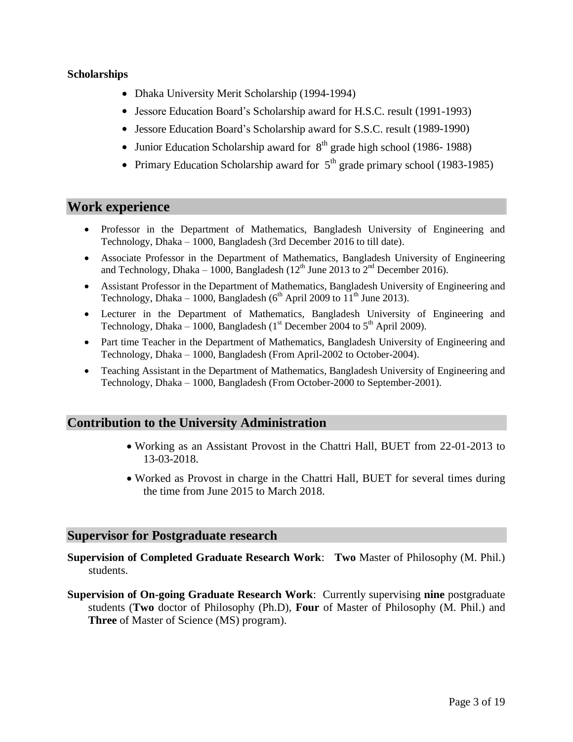**Scholarships**

- Dhaka University Merit Scholarship (1994-1994)
- Jessore Education Board's Scholarship award for H.S.C. result (1991-1993)
- Jessore Education Board's Scholarship award for S.S.C. result (1989-1990)
- Junior Education Scholarship award for $8^{th}$ grade high school (1986- 1988)
- Primary Education Scholarship award for $5^{th}$ grade primary school (1983-1985)

## Work experience

- Professor in the Department of Mathematics, Bangladesh University of Engineering and Technology, Dhaka – 1000, Bangladesh (3rd December 2016 to till date).
- Associate Professor in the Department of Mathematics, Bangladesh University of Engineering and Technology, Dhaka – 1000, Bangladesh ($12^{th}$ June 2013 to $2^{nd}$ December 2016).
- Assistant Professor in the Department of Mathematics, Bangladesh University of Engineering and Technology, Dhaka – 1000, Bangladesh ($6^{th}$ April 2009 to $11^{th}$ June 2013).
- Lecturer in the Department of Mathematics, Bangladesh University of Engineering and Technology, Dhaka – 1000, Bangladesh ($1^{st}$ December 2004 to $5^{th}$ April 2009).
- Part time Teacher in the Department of Mathematics, Bangladesh University of Engineering and Technology, Dhaka – 1000, Bangladesh (From April-2002 to October-2004).
- Teaching Assistant in the Department of Mathematics, Bangladesh University of Engineering and Technology, Dhaka – 1000, Bangladesh (From October-2000 to September-2001).

## Contribution to the University Administration

- Working as an Assistant Provost in the Chattri Hall, BUET from 22-01-2013 to 13-03-2018.
- Worked as Provost in charge in the Chattri Hall, BUET for several times during the time from June 2015 to March 2018.

## Supervisor for Postgraduate research

**Supervision of Completed Graduate Research Work**: **Two** Master of Philosophy (M. Phil.) students.

**Supervision of On-going Graduate Research Work**: Currently supervising **nine** postgraduate students (**Two** doctor of Philosophy (Ph.D), **Four** of Master of Philosophy (M. Phil.) and **Three** of Master of Science (MS) program).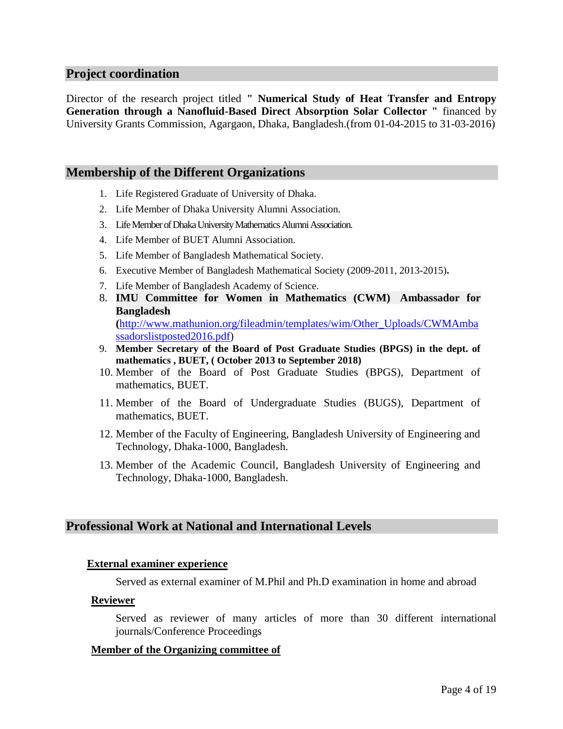## Project coordination

Director of the research project titled **" Numerical Study of Heat Transfer and Entropy Generation through a Nanofluid-Based Direct Absorption Solar Collector "** financed by University Grants Commission, Agargaon, Dhaka, Bangladesh.(from 01-04-2015 to 31-03-2016)

## Membership of the Different Organizations

1. Life Registered Graduate of University of Dhaka.
2. Life Member of Dhaka University Alumni Association.
3. Life Member of Dhaka University Mathematics Alumni Association.
4. Life Member of BUET Alumni Association.
5. Life Member of Bangladesh Mathematical Society.
6. Executive Member of Bangladesh Mathematical Society (2009-2011, 2013-2015).
7. Life Member of Bangladesh Academy of Science.
8. **IMU Committee for Women in Mathematics (CWM) Ambassador for Bangladesh** **(**[http://www.mathunion.org/fileadmin/templates/wim/Other_Uploads/CWMAmbassadorslistposted2016.pdf](http://www.mathunion.org/fileadmin/templates/wim/Other_Uploads/CWMAmbassadorslistposted2016.pdf))
9. **Member Secretary of the Board of Post Graduate Studies (BPGS) in the dept. of mathematics , BUET, ( October 2013 to September 2018)**
10. Member of the Board of Post Graduate Studies (BPGS), Department of mathematics, BUET.
11. Member of the Board of Undergraduate Studies (BUGS), Department of mathematics, BUET.
12. Member of the Faculty of Engineering, Bangladesh University of Engineering and Technology, Dhaka-1000, Bangladesh.
13. Member of the Academic Council, Bangladesh University of Engineering and Technology, Dhaka-1000, Bangladesh.

## Professional Work at National and International Levels

**External examiner experience**

Served as external examiner of M.Phil and Ph.D examination in home and abroad

**Reviewer**

Served as reviewer of many articles of more than 30 different international journals/Conference Proceedings

**Member of the Organizing committee of**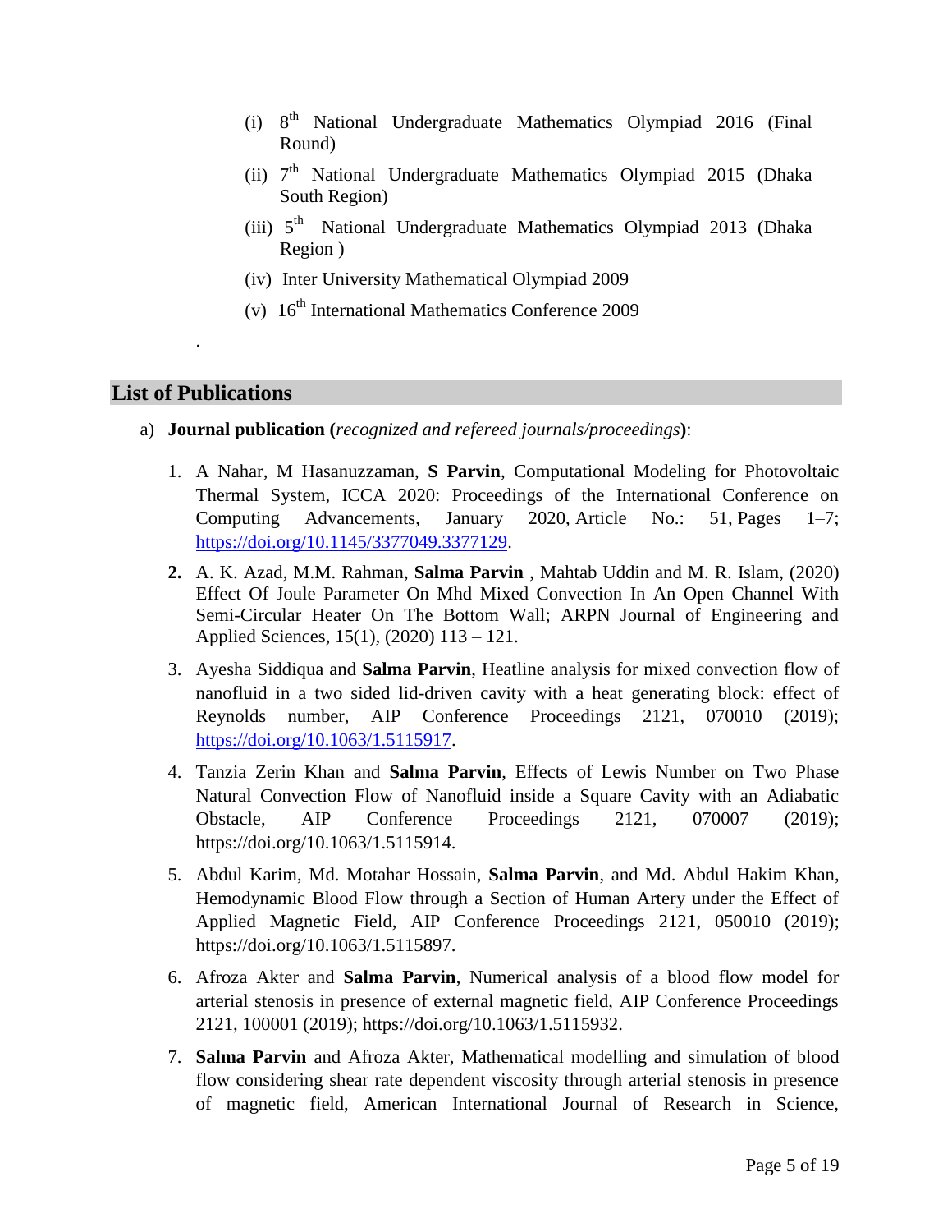(i) $8^{th}$ National Undergraduate Mathematics Olympiad 2016 (Final Round)

(ii) $7^{th}$ National Undergraduate Mathematics Olympiad 2015 (Dhaka South Region)

(iii) $5^{th}$ National Undergraduate Mathematics Olympiad 2013 (Dhaka Region )

(iv) Inter University Mathematical Olympiad 2009

(v) $16^{th}$ International Mathematics Conference 2009

.

## List of Publications

a) **Journal publication (***recognized and refereed journals/proceedings***)**:

1. A Nahar, M Hasanuzzaman, **S Parvin**, Computational Modeling for Photovoltaic Thermal System, ICCA 2020: Proceedings of the International Conference on Computing Advancements, January 2020, Article No.: 51, Pages 1–7; https://doi.org/10.1145/3377049.3377129.
2. A. K. Azad, M.M. Rahman, **Salma Parvin** , Mahtab Uddin and M. R. Islam, (2020) Effect Of Joule Parameter On Mhd Mixed Convection In An Open Channel With Semi-Circular Heater On The Bottom Wall; ARPN Journal of Engineering and Applied Sciences, 15(1), (2020) 113 – 121.
3. Ayesha Siddiqua and **Salma Parvin**, Heatline analysis for mixed convection flow of nanofluid in a two sided lid-driven cavity with a heat generating block: effect of Reynolds number, AIP Conference Proceedings 2121, 070010 (2019); https://doi.org/10.1063/1.5115917.
4. Tanzia Zerin Khan and **Salma Parvin**, Effects of Lewis Number on Two Phase Natural Convection Flow of Nanofluid inside a Square Cavity with an Adiabatic Obstacle, AIP Conference Proceedings 2121, 070007 (2019); https://doi.org/10.1063/1.5115914.
5. Abdul Karim, Md. Motahar Hossain, **Salma Parvin**, and Md. Abdul Hakim Khan, Hemodynamic Blood Flow through a Section of Human Artery under the Effect of Applied Magnetic Field, AIP Conference Proceedings 2121, 050010 (2019); https://doi.org/10.1063/1.5115897.
6. Afroza Akter and **Salma Parvin**, Numerical analysis of a blood flow model for arterial stenosis in presence of external magnetic field, AIP Conference Proceedings 2121, 100001 (2019); https://doi.org/10.1063/1.5115932.
7. **Salma Parvin** and Afroza Akter, Mathematical modelling and simulation of blood flow considering shear rate dependent viscosity through arterial stenosis in presence of magnetic field, American International Journal of Research in Science,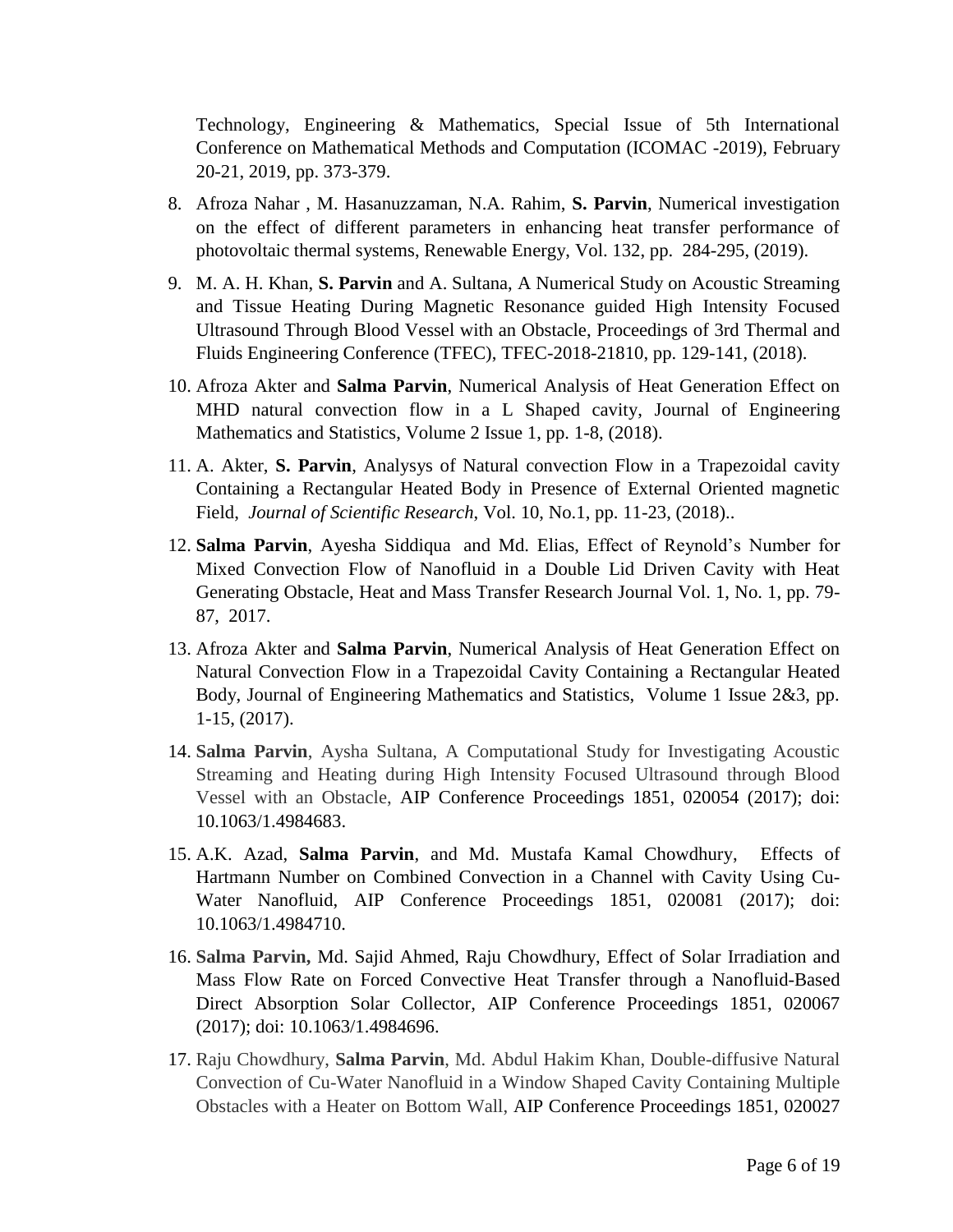Technology, Engineering & Mathematics, Special Issue of 5th International Conference on Mathematical Methods and Computation (ICOMAC -2019), February 20-21, 2019, pp. 373-379.

8. Afroza Nahar , M. Hasanuzzaman, N.A. Rahim, **S. Parvin**, Numerical investigation on the effect of different parameters in enhancing heat transfer performance of photovoltaic thermal systems, Renewable Energy, Vol. 132, pp. 284-295, (2019).
9. M. A. H. Khan, **S. Parvin** and A. Sultana, A Numerical Study on Acoustic Streaming and Tissue Heating During Magnetic Resonance guided High Intensity Focused Ultrasound Through Blood Vessel with an Obstacle, Proceedings of 3rd Thermal and Fluids Engineering Conference (TFEC), TFEC-2018-21810, pp. 129-141, (2018).
10. Afroza Akter and **Salma Parvin**, Numerical Analysis of Heat Generation Effect on MHD natural convection flow in a L Shaped cavity, Journal of Engineering Mathematics and Statistics, Volume 2 Issue 1, pp. 1-8, (2018).
11. A. Akter, **S. Parvin**, Analysys of Natural convection Flow in a Trapezoidal cavity Containing a Rectangular Heated Body in Presence of External Oriented magnetic Field, *Journal of Scientific Research*, Vol. 10, No.1, pp. 11-23, (2018)..
12. **Salma Parvin**, Ayesha Siddiqua and Md. Elias, Effect of Reynold's Number for Mixed Convection Flow of Nanofluid in a Double Lid Driven Cavity with Heat Generating Obstacle, Heat and Mass Transfer Research Journal Vol. 1, No. 1, pp. 79-87, 2017.
13. Afroza Akter and **Salma Parvin**, Numerical Analysis of Heat Generation Effect on Natural Convection Flow in a Trapezoidal Cavity Containing a Rectangular Heated Body, Journal of Engineering Mathematics and Statistics, Volume 1 Issue 2&3, pp. 1-15, (2017).
14. **Salma Parvin**, Aysha Sultana, A Computational Study for Investigating Acoustic Streaming and Heating during High Intensity Focused Ultrasound through Blood Vessel with an Obstacle, AIP Conference Proceedings 1851, 020054 (2017); doi: 10.1063/1.4984683.
15. A.K. Azad, **Salma Parvin**, and Md. Mustafa Kamal Chowdhury, Effects of Hartmann Number on Combined Convection in a Channel with Cavity Using Cu-Water Nanofluid, AIP Conference Proceedings 1851, 020081 (2017); doi: 10.1063/1.4984710.
16. **Salma Parvin,** Md. Sajid Ahmed, Raju Chowdhury, Effect of Solar Irradiation and Mass Flow Rate on Forced Convective Heat Transfer through a Nanofluid-Based Direct Absorption Solar Collector, AIP Conference Proceedings 1851, 020067 (2017); doi: 10.1063/1.4984696.
17. Raju Chowdhury, **Salma Parvin**, Md. Abdul Hakim Khan, Double-diffusive Natural Convection of Cu-Water Nanofluid in a Window Shaped Cavity Containing Multiple Obstacles with a Heater on Bottom Wall, AIP Conference Proceedings 1851, 020027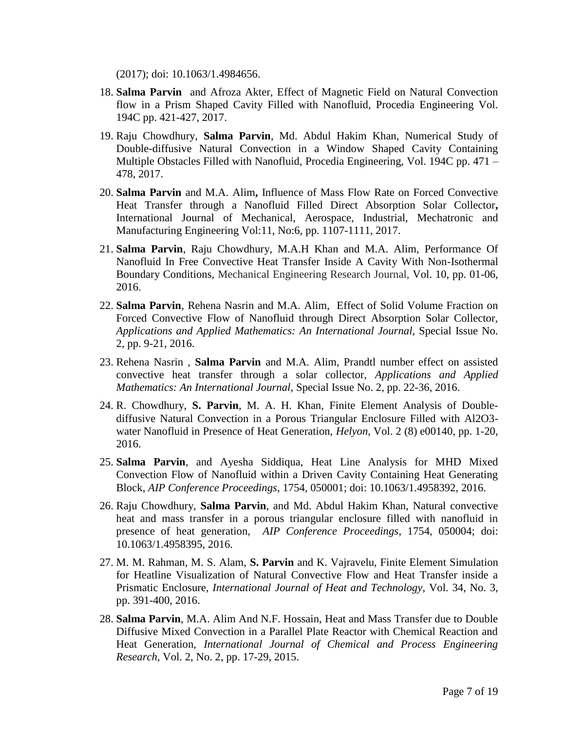(2017); doi: 10.1063/1.4984656.

18. **Salma Parvin** and Afroza Akter, Effect of Magnetic Field on Natural Convection flow in a Prism Shaped Cavity Filled with Nanofluid, Procedia Engineering Vol. 194C pp. 421-427, 2017.

19. Raju Chowdhury, **Salma Parvin**, Md. Abdul Hakim Khan, Numerical Study of Double-diffusive Natural Convection in a Window Shaped Cavity Containing Multiple Obstacles Filled with Nanofluid, Procedia Engineering, Vol. 194C pp. 471 – 478, 2017.

20. **Salma Parvin** and M.A. Alim**,** Influence of Mass Flow Rate on Forced Convective Heat Transfer through a Nanofluid Filled Direct Absorption Solar Collector**,** International Journal of Mechanical, Aerospace, Industrial, Mechatronic and Manufacturing Engineering Vol:11, No:6, pp. 1107-1111, 2017.

21. **Salma Parvin**, Raju Chowdhury, M.A.H Khan and M.A. Alim, Performance Of Nanofluid In Free Convective Heat Transfer Inside A Cavity With Non-Isothermal Boundary Conditions, Mechanical Engineering Research Journal, Vol. 10, pp. 01-06, 2016.

22. **Salma Parvin**, Rehena Nasrin and M.A. Alim, Effect of Solid Volume Fraction on Forced Convective Flow of Nanofluid through Direct Absorption Solar Collector, *Applications and Applied Mathematics: An International Journal,* Special Issue No. 2, pp. 9-21, 2016.

23. Rehena Nasrin , **Salma Parvin** and M.A. Alim, Prandtl number effect on assisted convective heat transfer through a solar collector, *Applications and Applied Mathematics: An International Journal*, Special Issue No. 2, pp. 22-36, 2016.

24. R. Chowdhury, **S. Parvin**, M. A. H. Khan, Finite Element Analysis of Double-diffusive Natural Convection in a Porous Triangular Enclosure Filled with Al2O3-water Nanofluid in Presence of Heat Generation, *Helyon*, Vol. 2 (8) e00140, pp. 1-20, 2016.

25. **Salma Parvin**, and Ayesha Siddiqua, Heat Line Analysis for MHD Mixed Convection Flow of Nanofluid within a Driven Cavity Containing Heat Generating Block, *AIP Conference Proceedings*, 1754, 050001; doi: 10.1063/1.4958392, 2016.

26. Raju Chowdhury, **Salma Parvin**, and Md. Abdul Hakim Khan, Natural convective heat and mass transfer in a porous triangular enclosure filled with nanofluid in presence of heat generation, *AIP Conference Proceedings*, 1754, 050004; doi: 10.1063/1.4958395, 2016.

27. M. M. Rahman, M. S. Alam, **S. Parvin** and K. Vajravelu, Finite Element Simulation for Heatline Visualization of Natural Convective Flow and Heat Transfer inside a Prismatic Enclosure, *International Journal of Heat and Technology*, Vol. 34, No. 3, pp. 391-400, 2016.

28. **Salma Parvin**, M.A. Alim And N.F. Hossain, Heat and Mass Transfer due to Double Diffusive Mixed Convection in a Parallel Plate Reactor with Chemical Reaction and Heat Generation, *International Journal of Chemical and Process Engineering Research*, Vol. 2, No. 2, pp. 17-29, 2015.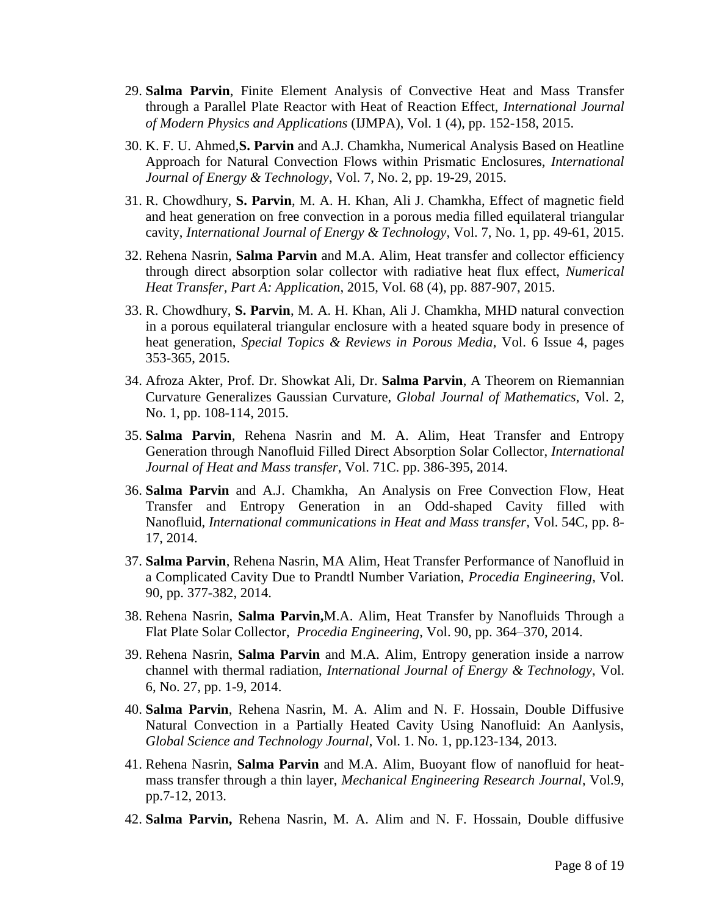29. **Salma Parvin**, Finite Element Analysis of Convective Heat and Mass Transfer through a Parallel Plate Reactor with Heat of Reaction Effect, *International Journal of Modern Physics and Applications* (IJMPA), Vol. 1 (4), pp. 152-158, 2015.
30. K. F. U. Ahmed,**S. Parvin** and A.J. Chamkha, Numerical Analysis Based on Heatline Approach for Natural Convection Flows within Prismatic Enclosures, *International Journal of Energy & Technology*, Vol. 7, No. 2, pp. 19-29, 2015.
31. R. Chowdhury, **S. Parvin**, M. A. H. Khan, Ali J. Chamkha, Effect of magnetic field and heat generation on free convection in a porous media filled equilateral triangular cavity, *International Journal of Energy & Technology*, Vol. 7, No. 1, pp. 49-61, 2015.
32. Rehena Nasrin, **Salma Parvin** and M.A. Alim, Heat transfer and collector efficiency through direct absorption solar collector with radiative heat flux effect, *Numerical Heat Transfer, Part A: Application*, 2015, Vol. 68 (4), pp. 887-907, 2015.
33. R. Chowdhury, **S. Parvin**, M. A. H. Khan, Ali J. Chamkha, MHD natural convection in a porous equilateral triangular enclosure with a heated square body in presence of heat generation, *Special Topics & Reviews in Porous Media*, Vol. 6 Issue 4, pages 353-365, 2015.
34. Afroza Akter, Prof. Dr. Showkat Ali, Dr. **Salma Parvin**, A Theorem on Riemannian Curvature Generalizes Gaussian Curvature, *Global Journal of Mathematics*, Vol. 2, No. 1, pp. 108-114, 2015.
35. **Salma Parvin**, Rehena Nasrin and M. A. Alim, Heat Transfer and Entropy Generation through Nanofluid Filled Direct Absorption Solar Collector, *International Journal of Heat and Mass transfer*, Vol. 71C. pp. 386-395, 2014.
36. **Salma Parvin** and A.J. Chamkha, An Analysis on Free Convection Flow, Heat Transfer and Entropy Generation in an Odd-shaped Cavity filled with Nanofluid, *International communications in Heat and Mass transfer*, Vol. 54C, pp. 8-17, 2014.
37. **Salma Parvin**, Rehena Nasrin, MA Alim, Heat Transfer Performance of Nanofluid in a Complicated Cavity Due to Prandtl Number Variation, *Procedia Engineering*, Vol. 90, pp. 377-382, 2014.
38. Rehena Nasrin, **Salma Parvin,**M.A. Alim, Heat Transfer by Nanofluids Through a Flat Plate Solar Collector, *Procedia Engineering*, Vol. 90, pp. 364–370, 2014.
39. Rehena Nasrin, **Salma Parvin** and M.A. Alim, Entropy generation inside a narrow channel with thermal radiation, *International Journal of Energy & Technology*, Vol. 6, No. 27, pp. 1-9, 2014.
40. **Salma Parvin**, Rehena Nasrin, M. A. Alim and N. F. Hossain, Double Diffusive Natural Convection in a Partially Heated Cavity Using Nanofluid: An Aanlysis, *Global Science and Technology Journal*, Vol. 1. No. 1, pp.123-134, 2013.
41. Rehena Nasrin, **Salma Parvin** and M.A. Alim, Buoyant flow of nanofluid for heat-mass transfer through a thin layer, *Mechanical Engineering Research Journal*, Vol.9, pp.7-12, 2013.
42. **Salma Parvin,** Rehena Nasrin, M. A. Alim and N. F. Hossain, Double diffusive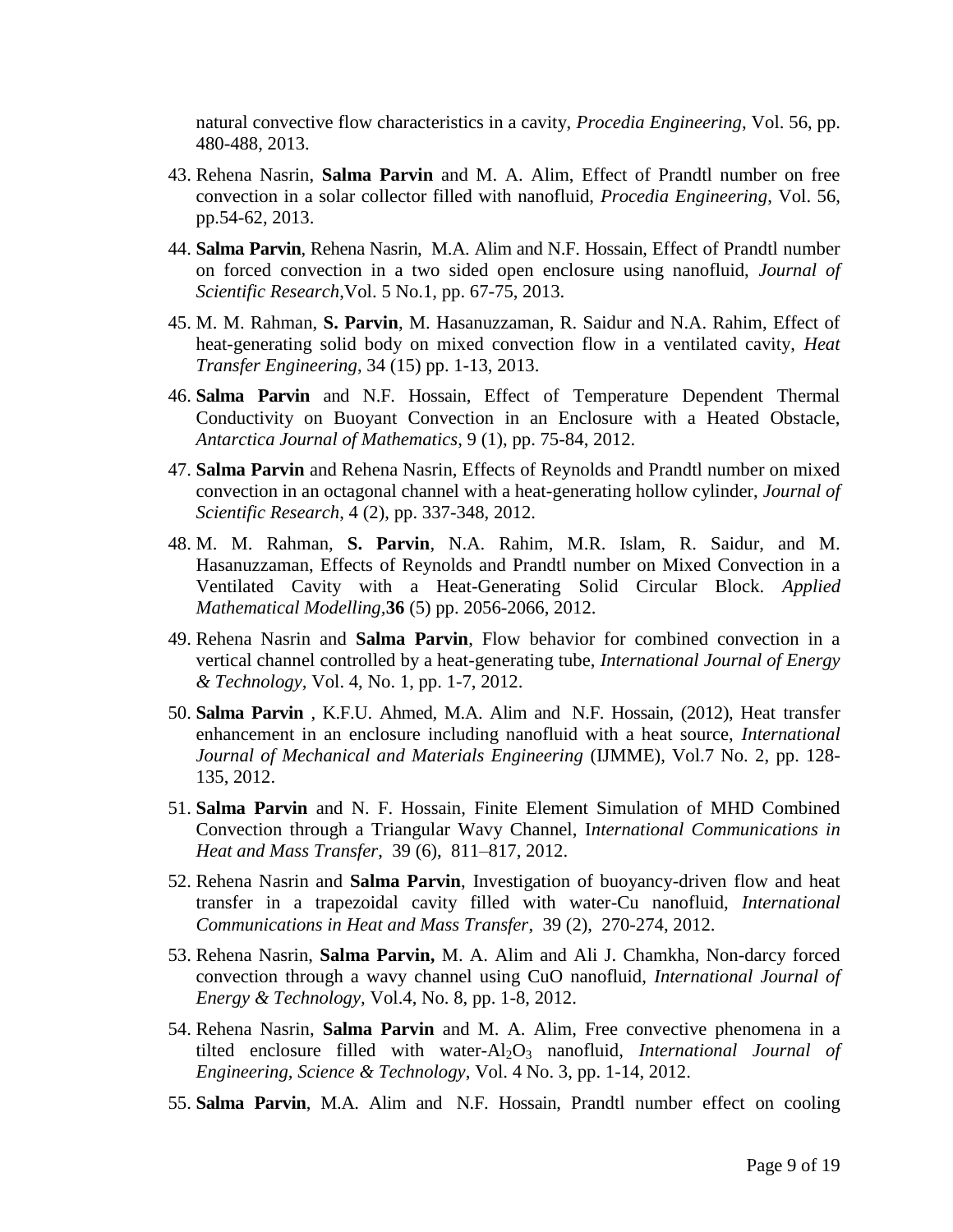natural convective flow characteristics in a cavity, *Procedia Engineering*, Vol. 56, pp. 480-488, 2013.

43. Rehena Nasrin, **Salma Parvin** and M. A. Alim, Effect of Prandtl number on free convection in a solar collector filled with nanofluid, *Procedia Engineering*, Vol. 56, pp.54-62, 2013.

44. **Salma Parvin**, Rehena Nasrin, M.A. Alim and N.F. Hossain, Effect of Prandtl number on forced convection in a two sided open enclosure using nanofluid, *Journal of Scientific Research*,Vol. 5 No.1, pp. 67-75, 2013.

45. M. M. Rahman, **S. Parvin**, M. Hasanuzzaman, R. Saidur and N.A. Rahim, Effect of heat-generating solid body on mixed convection flow in a ventilated cavity, *Heat Transfer Engineering*, 34 (15) pp. 1-13, 2013.

46. **Salma Parvin** and N.F. Hossain, Effect of Temperature Dependent Thermal Conductivity on Buoyant Convection in an Enclosure with a Heated Obstacle, *Antarctica Journal of Mathematics*, 9 (1), pp. 75-84, 2012.

47. **Salma Parvin** and Rehena Nasrin, Effects of Reynolds and Prandtl number on mixed convection in an octagonal channel with a heat-generating hollow cylinder, *Journal of Scientific Research*, 4 (2), pp. 337-348, 2012.

48. M. M. Rahman, **S. Parvin**, N.A. Rahim, M.R. Islam, R. Saidur, and M. Hasanuzzaman, Effects of Reynolds and Prandtl number on Mixed Convection in a Ventilated Cavity with a Heat-Generating Solid Circular Block. *Applied Mathematical Modelling*,**36** (5) pp. 2056-2066, 2012.

49. Rehena Nasrin and **Salma Parvin**, Flow behavior for combined convection in a vertical channel controlled by a heat-generating tube, *International Journal of Energy & Technology*, Vol. 4, No. 1, pp. 1-7, 2012.

50. **Salma Parvin** , K.F.U. Ahmed, M.A. Alim and N.F. Hossain, (2012), Heat transfer enhancement in an enclosure including nanofluid with a heat source, *International Journal of Mechanical and Materials Engineering* (IJMME), Vol.7 No. 2, pp. 128-135, 2012.

51. **Salma Parvin** and N. F. Hossain, Finite Element Simulation of MHD Combined Convection through a Triangular Wavy Channel, I*nternational Communications in Heat and Mass Transfer*, 39 (6), 811–817, 2012.

52. Rehena Nasrin and **Salma Parvin**, Investigation of buoyancy-driven flow and heat transfer in a trapezoidal cavity filled with water-Cu nanofluid, *International Communications in Heat and Mass Transfer*, 39 (2), 270-274, 2012.

53. Rehena Nasrin, **Salma Parvin,** M. A. Alim and Ali J. Chamkha, Non-darcy forced convection through a wavy channel using CuO nanofluid, *International Journal of Energy & Technology*, Vol.4, No. 8, pp. 1-8, 2012.

54. Rehena Nasrin, **Salma Parvin** and M. A. Alim, Free convective phenomena in a tilted enclosure filled with water-$Al_2O_3$ nanofluid, *International Journal of Engineering, Science & Technology*, Vol. 4 No. 3, pp. 1-14, 2012.

55. **Salma Parvin**, M.A. Alim and N.F. Hossain, Prandtl number effect on cooling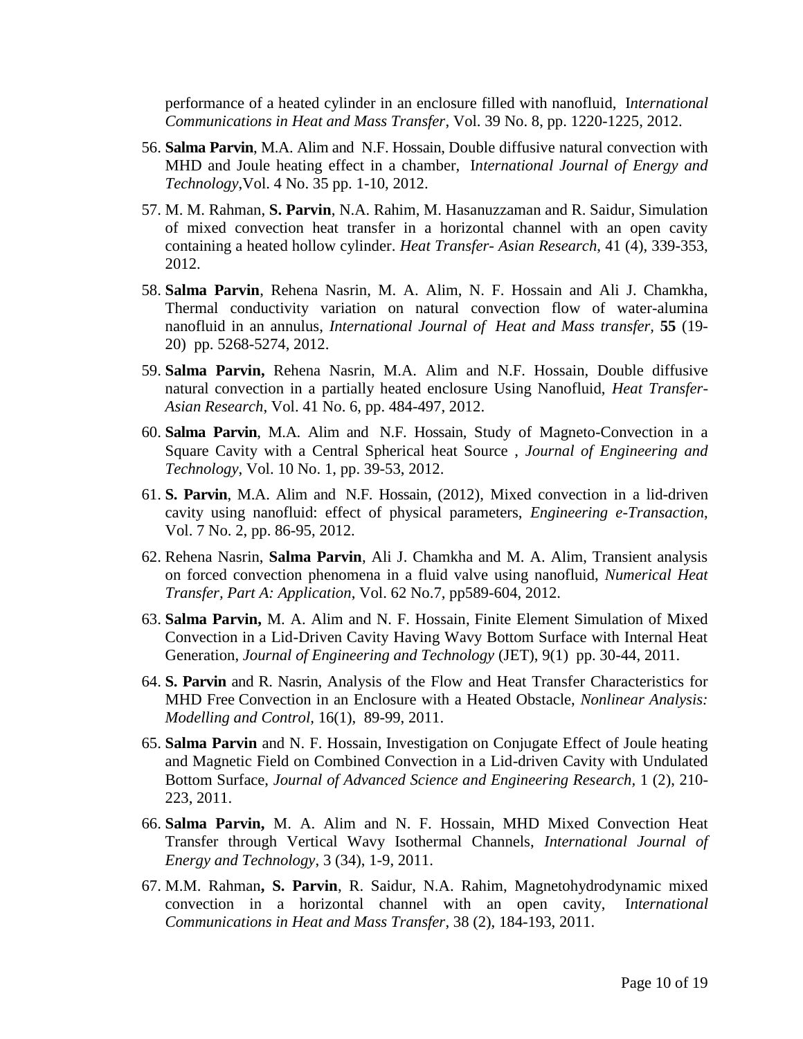performance of a heated cylinder in an enclosure filled with nanofluid, I*nternational Communications in Heat and Mass Transfer*, Vol. 39 No. 8, pp. 1220-1225, 2012.

56. **Salma Parvin**, M.A. Alim and N.F. Hossain, Double diffusive natural convection with MHD and Joule heating effect in a chamber, I*nternational Journal of Energy and Technology*,Vol. 4 No. 35 pp. 1-10, 2012.

57. M. M. Rahman, **S. Parvin**, N.A. Rahim, M. Hasanuzzaman and R. Saidur, Simulation of mixed convection heat transfer in a horizontal channel with an open cavity containing a heated hollow cylinder. *Heat Transfer- Asian Research*, 41 (4), 339-353, 2012.

58. **Salma Parvin**, Rehena Nasrin, M. A. Alim, N. F. Hossain and Ali J. Chamkha, Thermal conductivity variation on natural convection flow of water-alumina nanofluid in an annulus, *International Journal of Heat and Mass transfer,* **55** (19-20) pp. 5268-5274, 2012.

59. **Salma Parvin,** Rehena Nasrin, M.A. Alim and N.F. Hossain, Double diffusive natural convection in a partially heated enclosure Using Nanofluid, *Heat Transfer- Asian Research*, Vol. 41 No. 6, pp. 484-497, 2012.

60. **Salma Parvin**, M.A. Alim and N.F. Hossain, Study of Magneto-Convection in a Square Cavity with a Central Spherical heat Source , *Journal of Engineering and Technology*, Vol. 10 No. 1, pp. 39-53, 2012.

61. **S. Parvin**, M.A. Alim and N.F. Hossain, (2012), Mixed convection in a lid-driven cavity using nanofluid: effect of physical parameters, *Engineering e-Transaction*, Vol. 7 No. 2, pp. 86-95, 2012.

62. Rehena Nasrin, **Salma Parvin**, Ali J. Chamkha and M. A. Alim, Transient analysis on forced convection phenomena in a fluid valve using nanofluid, *Numerical Heat Transfer, Part A: Application*, Vol. 62 No.7, pp589-604, 2012.

63. **Salma Parvin,** M. A. Alim and N. F. Hossain, Finite Element Simulation of Mixed Convection in a Lid-Driven Cavity Having Wavy Bottom Surface with Internal Heat Generation, *Journal of Engineering and Technology* (JET), 9(1) pp. 30-44, 2011.

64. **S. Parvin** and R. Nasrin, Analysis of the Flow and Heat Transfer Characteristics for MHD Free Convection in an Enclosure with a Heated Obstacle, *Nonlinear Analysis: Modelling and Control,* 16(1), 89-99, 2011.

65. **Salma Parvin** and N. F. Hossain, Investigation on Conjugate Effect of Joule heating and Magnetic Field on Combined Convection in a Lid-driven Cavity with Undulated Bottom Surface, *Journal of Advanced Science and Engineering Research,* 1 (2), 210-223, 2011.

66. **Salma Parvin,** M. A. Alim and N. F. Hossain, MHD Mixed Convection Heat Transfer through Vertical Wavy Isothermal Channels, *International Journal of Energy and Technology*, 3 (34), 1-9, 2011.

67. M.M. Rahman**, S. Parvin**, R. Saidur, N.A. Rahim, Magnetohydrodynamic mixed convection in a horizontal channel with an open cavity, I*nternational Communications in Heat and Mass Transfer*, 38 (2), 184-193, 2011.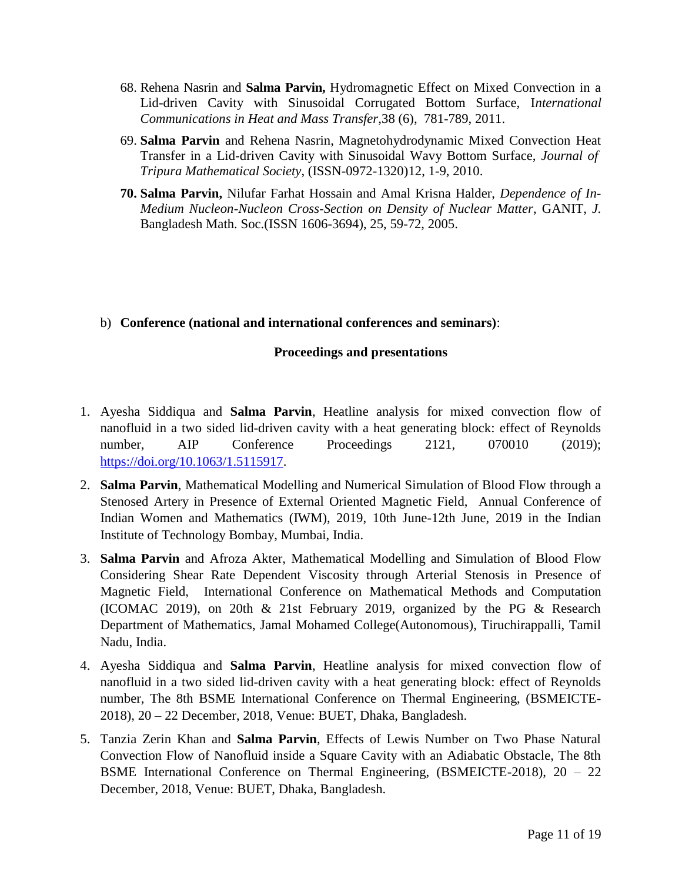68. Rehena Nasrin and **Salma Parvin,** Hydromagnetic Effect on Mixed Convection in a Lid-driven Cavity with Sinusoidal Corrugated Bottom Surface, I*nternational Communications in Heat and Mass Transfer*,38 (6), 781-789, 2011.

69. **Salma Parvin** and Rehena Nasrin, Magnetohydrodynamic Mixed Convection Heat Transfer in a Lid-driven Cavity with Sinusoidal Wavy Bottom Surface, *Journal of Tripura Mathematical Society*, (ISSN-0972-1320)12, 1-9, 2010.

70. **Salma Parvin,** Nilufar Farhat Hossain and Amal Krisna Halder, *Dependence of In-Medium Nucleon-Nucleon Cross-Section on Density of Nuclear Matter*, GANIT, *J.* Bangladesh Math. Soc.(ISSN 1606-3694), 25, 59-72, 2005.

b) **Conference (national and international conferences and seminars)**:

**Proceedings and presentations**

1. Ayesha Siddiqua and **Salma Parvin**, Heatline analysis for mixed convection flow of nanofluid in a two sided lid-driven cavity with a heat generating block: effect of Reynolds number, AIP Conference Proceedings 2121, 070010 (2019); https://doi.org/10.1063/1.5115917.

2. **Salma Parvin**, Mathematical Modelling and Numerical Simulation of Blood Flow through a Stenosed Artery in Presence of External Oriented Magnetic Field, Annual Conference of Indian Women and Mathematics (IWM), 2019, 10th June-12th June, 2019 in the Indian Institute of Technology Bombay, Mumbai, India.

3. **Salma Parvin** and Afroza Akter, Mathematical Modelling and Simulation of Blood Flow Considering Shear Rate Dependent Viscosity through Arterial Stenosis in Presence of Magnetic Field, International Conference on Mathematical Methods and Computation (ICOMAC 2019), on 20th & 21st February 2019, organized by the PG & Research Department of Mathematics, Jamal Mohamed College(Autonomous), Tiruchirappalli, Tamil Nadu, India.

4. Ayesha Siddiqua and **Salma Parvin**, Heatline analysis for mixed convection flow of nanofluid in a two sided lid-driven cavity with a heat generating block: effect of Reynolds number, The 8th BSME International Conference on Thermal Engineering, (BSMEICTE-2018), 20 – 22 December, 2018, Venue: BUET, Dhaka, Bangladesh.

5. Tanzia Zerin Khan and **Salma Parvin**, Effects of Lewis Number on Two Phase Natural Convection Flow of Nanofluid inside a Square Cavity with an Adiabatic Obstacle, The 8th BSME International Conference on Thermal Engineering, (BSMEICTE-2018), 20 – 22 December, 2018, Venue: BUET, Dhaka, Bangladesh.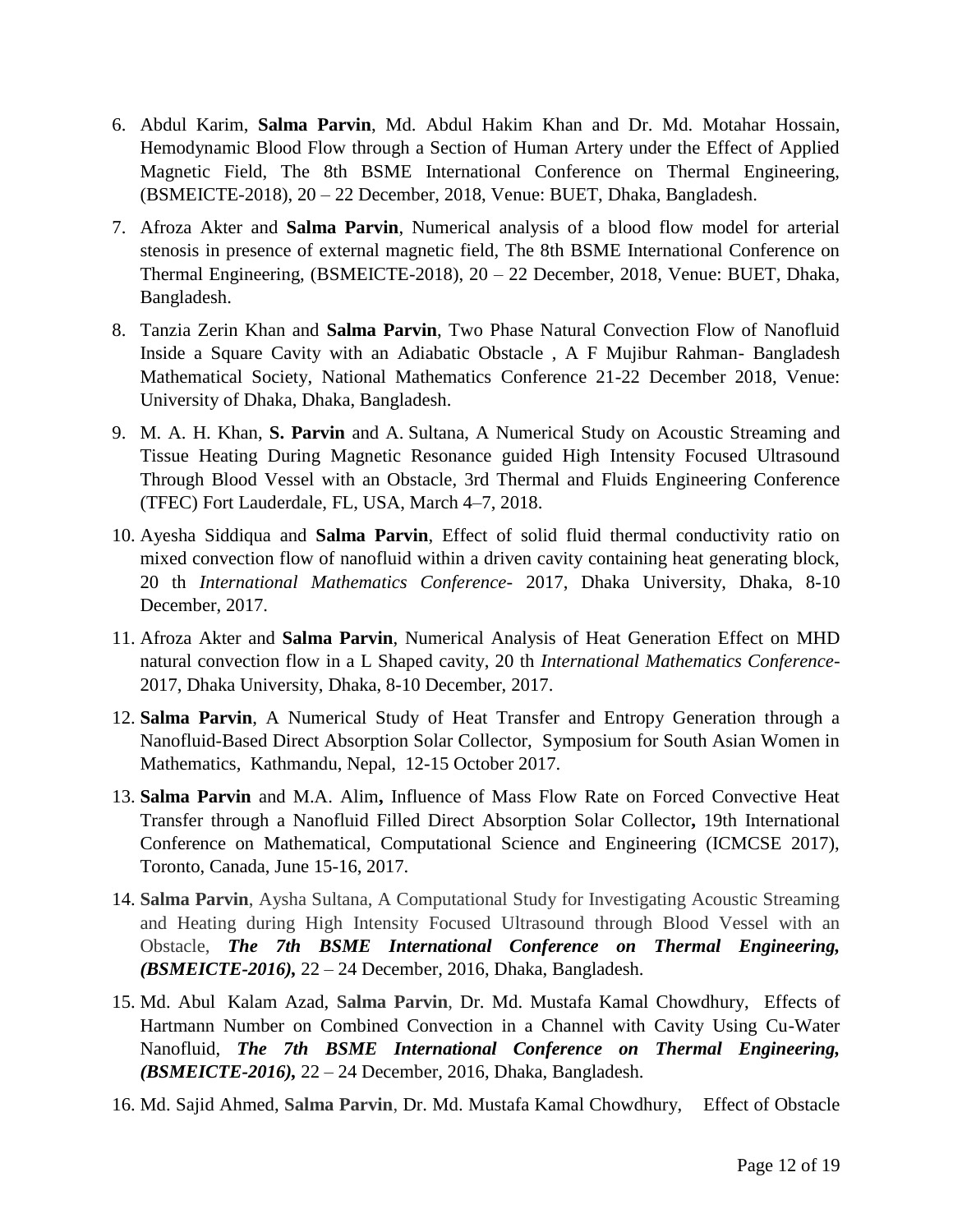6. Abdul Karim, **Salma Parvin**, Md. Abdul Hakim Khan and Dr. Md. Motahar Hossain, Hemodynamic Blood Flow through a Section of Human Artery under the Effect of Applied Magnetic Field, The 8th BSME International Conference on Thermal Engineering, (BSMEICTE-2018), 20 – 22 December, 2018, Venue: BUET, Dhaka, Bangladesh.
7. Afroza Akter and **Salma Parvin**, Numerical analysis of a blood flow model for arterial stenosis in presence of external magnetic field, The 8th BSME International Conference on Thermal Engineering, (BSMEICTE-2018), 20 – 22 December, 2018, Venue: BUET, Dhaka, Bangladesh.
8. Tanzia Zerin Khan and **Salma Parvin**, Two Phase Natural Convection Flow of Nanofluid Inside a Square Cavity with an Adiabatic Obstacle , A F Mujibur Rahman- Bangladesh Mathematical Society, National Mathematics Conference 21-22 December 2018, Venue: University of Dhaka, Dhaka, Bangladesh.
9. M. A. H. Khan, **S. Parvin** and A. Sultana, A Numerical Study on Acoustic Streaming and Tissue Heating During Magnetic Resonance guided High Intensity Focused Ultrasound Through Blood Vessel with an Obstacle, 3rd Thermal and Fluids Engineering Conference (TFEC) Fort Lauderdale, FL, USA, March 4–7, 2018.
10. Ayesha Siddiqua and **Salma Parvin**, Effect of solid fluid thermal conductivity ratio on mixed convection flow of nanofluid within a driven cavity containing heat generating block, 20 th *International Mathematics Conference*- 2017, Dhaka University, Dhaka, 8-10 December, 2017.
11. Afroza Akter and **Salma Parvin**, Numerical Analysis of Heat Generation Effect on MHD natural convection flow in a L Shaped cavity, 20 th *International Mathematics Conference*-2017, Dhaka University, Dhaka, 8-10 December, 2017.
12. **Salma Parvin**, A Numerical Study of Heat Transfer and Entropy Generation through a Nanofluid-Based Direct Absorption Solar Collector, Symposium for South Asian Women in Mathematics, Kathmandu, Nepal, 12-15 October 2017.
13. **Salma Parvin** and M.A. Alim**,** Influence of Mass Flow Rate on Forced Convective Heat Transfer through a Nanofluid Filled Direct Absorption Solar Collector**,** 19th International Conference on Mathematical, Computational Science and Engineering (ICMCSE 2017), Toronto, Canada, June 15-16, 2017.
14. **Salma Parvin**, Aysha Sultana, A Computational Study for Investigating Acoustic Streaming and Heating during High Intensity Focused Ultrasound through Blood Vessel with an Obstacle, ***The 7th BSME International Conference on Thermal Engineering, (BSMEICTE-2016),*** 22 – 24 December, 2016, Dhaka, Bangladesh.
15. Md. Abul Kalam Azad, **Salma Parvin**, Dr. Md. Mustafa Kamal Chowdhury, Effects of Hartmann Number on Combined Convection in a Channel with Cavity Using Cu-Water Nanofluid, ***The 7th BSME International Conference on Thermal Engineering, (BSMEICTE-2016),*** 22 – 24 December, 2016, Dhaka, Bangladesh.
16. Md. Sajid Ahmed, **Salma Parvin**, Dr. Md. Mustafa Kamal Chowdhury, Effect of Obstacle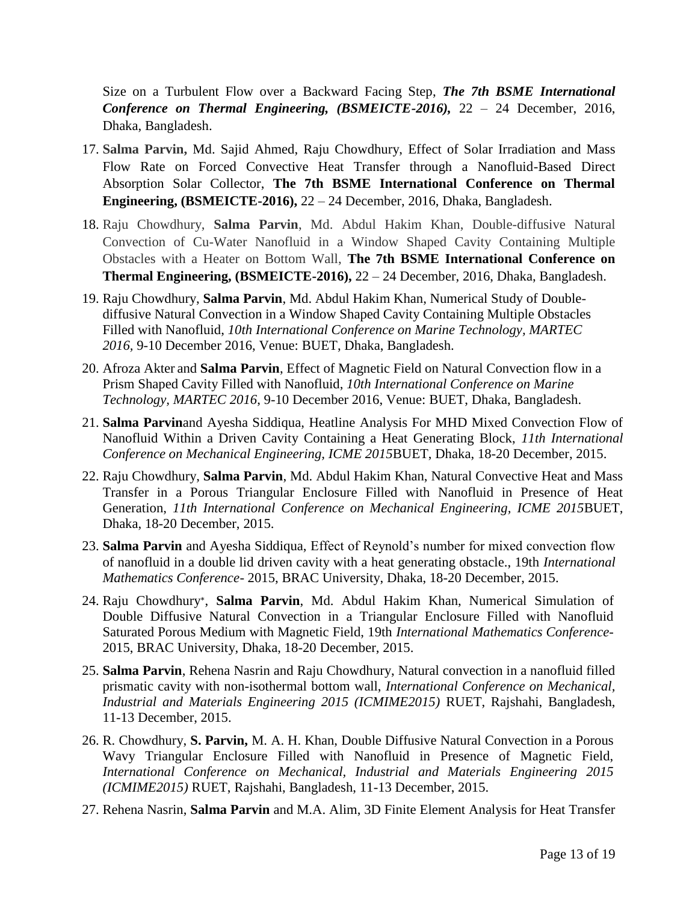Size on a Turbulent Flow over a Backward Facing Step, ***The 7th BSME International Conference on Thermal Engineering, (BSMEICTE-2016),*** 22 – 24 December, 2016, Dhaka, Bangladesh.

17. **Salma Parvin,** Md. Sajid Ahmed, Raju Chowdhury, Effect of Solar Irradiation and Mass Flow Rate on Forced Convective Heat Transfer through a Nanofluid-Based Direct Absorption Solar Collector, **The 7th BSME International Conference on Thermal Engineering, (BSMEICTE-2016),** 22 – 24 December, 2016, Dhaka, Bangladesh.

18. Raju Chowdhury, **Salma Parvin**, Md. Abdul Hakim Khan, Double-diffusive Natural Convection of Cu-Water Nanofluid in a Window Shaped Cavity Containing Multiple Obstacles with a Heater on Bottom Wall, **The 7th BSME International Conference on Thermal Engineering, (BSMEICTE-2016),** 22 – 24 December, 2016, Dhaka, Bangladesh.

19. Raju Chowdhury, **Salma Parvin**, Md. Abdul Hakim Khan, Numerical Study of Double-diffusive Natural Convection in a Window Shaped Cavity Containing Multiple Obstacles Filled with Nanofluid, *10th International Conference on Marine Technology, MARTEC 2016*, 9-10 December 2016, Venue: BUET, Dhaka, Bangladesh.

20. Afroza Akter and **Salma Parvin**, Effect of Magnetic Field on Natural Convection flow in a Prism Shaped Cavity Filled with Nanofluid, *10th International Conference on Marine Technology, MARTEC 2016*, 9-10 December 2016, Venue: BUET, Dhaka, Bangladesh.

21. **Salma Parvin**and Ayesha Siddiqua, Heatline Analysis For MHD Mixed Convection Flow of Nanofluid Within a Driven Cavity Containing a Heat Generating Block, *11th International Conference on Mechanical Engineering, ICME 2015*BUET, Dhaka, 18-20 December, 2015.

22. Raju Chowdhury, **Salma Parvin**, Md. Abdul Hakim Khan, Natural Convective Heat and Mass Transfer in a Porous Triangular Enclosure Filled with Nanofluid in Presence of Heat Generation, *11th International Conference on Mechanical Engineering, ICME 2015*BUET, Dhaka, 18-20 December, 2015.

23. **Salma Parvin** and Ayesha Siddiqua, Effect of Reynold's number for mixed convection flow of nanofluid in a double lid driven cavity with a heat generating obstacle., 19th *International Mathematics Conference*- 2015, BRAC University, Dhaka, 18-20 December, 2015.

24. Raju Chowdhury*, **Salma Parvin**, Md. Abdul Hakim Khan, Numerical Simulation of Double Diffusive Natural Convection in a Triangular Enclosure Filled with Nanofluid Saturated Porous Medium with Magnetic Field, 19th *International Mathematics Conference*- 2015, BRAC University, Dhaka, 18-20 December, 2015.

25. **Salma Parvin**, Rehena Nasrin and Raju Chowdhury, Natural convection in a nanofluid filled prismatic cavity with non-isothermal bottom wall, *International Conference on Mechanical, Industrial and Materials Engineering 2015 (ICMIME2015)* RUET, Rajshahi, Bangladesh, 11-13 December, 2015.

26. R. Chowdhury, **S. Parvin,** M. A. H. Khan, Double Diffusive Natural Convection in a Porous Wavy Triangular Enclosure Filled with Nanofluid in Presence of Magnetic Field, *International Conference on Mechanical, Industrial and Materials Engineering 2015 (ICMIME2015)* RUET, Rajshahi, Bangladesh, 11-13 December, 2015.

27. Rehena Nasrin, **Salma Parvin** and M.A. Alim, 3D Finite Element Analysis for Heat Transfer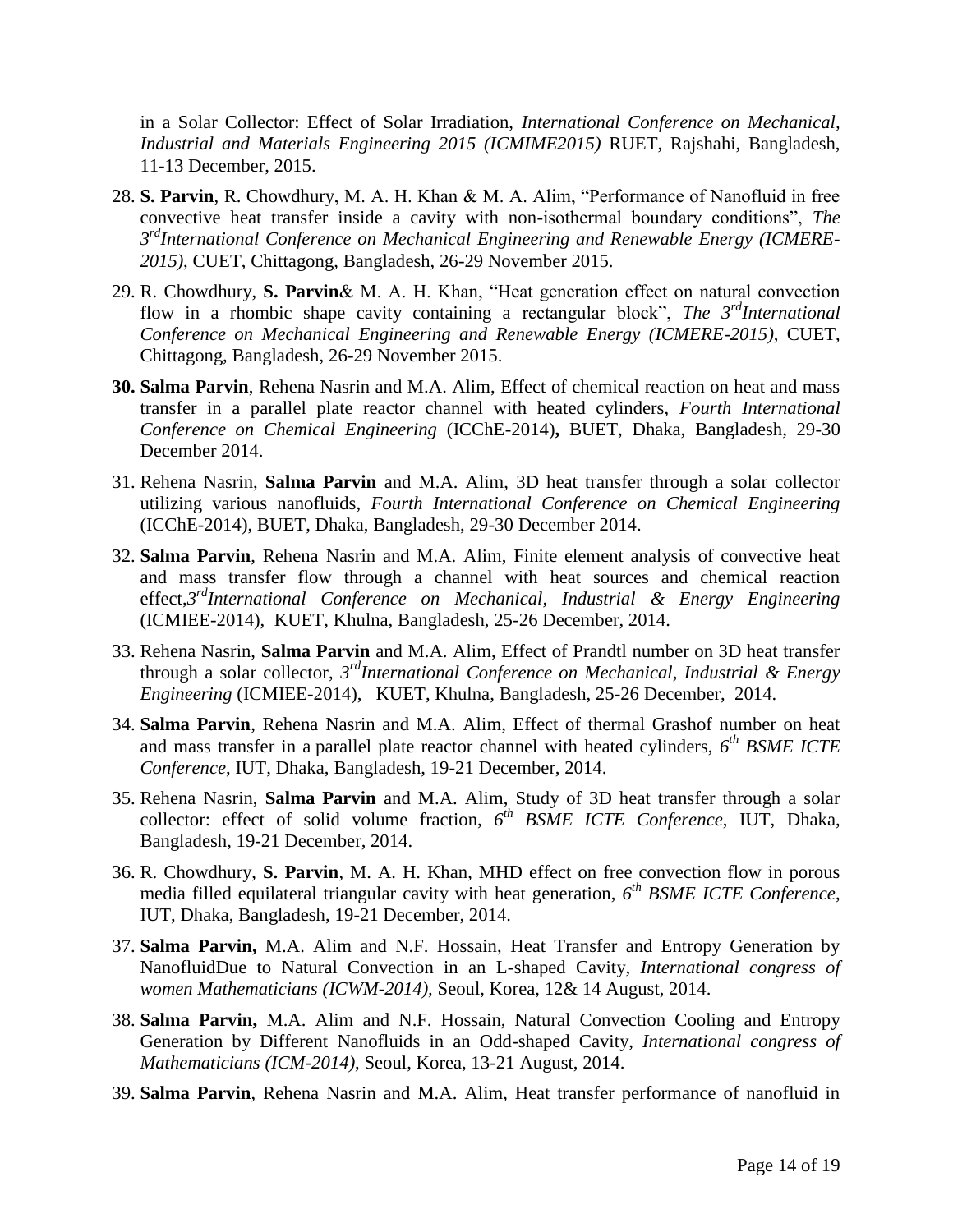in a Solar Collector: Effect of Solar Irradiation, *International Conference on Mechanical, Industrial and Materials Engineering 2015 (ICMIME2015)* RUET, Rajshahi, Bangladesh, 11-13 December, 2015.

28. **S. Parvin**, R. Chowdhury, M. A. H. Khan & M. A. Alim, "Performance of Nanofluid in free convective heat transfer inside a cavity with non-isothermal boundary conditions", *The 3rdInternational Conference on Mechanical Engineering and Renewable Energy (ICMERE-2015)*, CUET, Chittagong, Bangladesh, 26-29 November 2015.
29. R. Chowdhury, **S. Parvin**& M. A. H. Khan, "Heat generation effect on natural convection flow in a rhombic shape cavity containing a rectangular block", *The 3rdInternational Conference on Mechanical Engineering and Renewable Energy (ICMERE-2015)*, CUET, Chittagong, Bangladesh, 26-29 November 2015.
30. **Salma Parvin**, Rehena Nasrin and M.A. Alim, Effect of chemical reaction on heat and mass transfer in a parallel plate reactor channel with heated cylinders, *Fourth International Conference on Chemical Engineering* (ICChE-2014)**,** BUET, Dhaka, Bangladesh, 29-30 December 2014.
31. Rehena Nasrin, **Salma Parvin** and M.A. Alim, 3D heat transfer through a solar collector utilizing various nanofluids, *Fourth International Conference on Chemical Engineering* (ICChE-2014), BUET, Dhaka, Bangladesh, 29-30 December 2014.
32. **Salma Parvin**, Rehena Nasrin and M.A. Alim, Finite element analysis of convective heat and mass transfer flow through a channel with heat sources and chemical reaction effect,*3rdInternational Conference on Mechanical, Industrial & Energy Engineering* (ICMIEE-2014), KUET, Khulna, Bangladesh, 25-26 December, 2014.
33. Rehena Nasrin, **Salma Parvin** and M.A. Alim, Effect of Prandtl number on 3D heat transfer through a solar collector, *3rdInternational Conference on Mechanical, Industrial & Energy Engineering* (ICMIEE-2014), KUET, Khulna, Bangladesh, 25-26 December, 2014.
34. **Salma Parvin**, Rehena Nasrin and M.A. Alim, Effect of thermal Grashof number on heat and mass transfer in a parallel plate reactor channel with heated cylinders, *6th BSME ICTE Conference*, IUT, Dhaka, Bangladesh, 19-21 December, 2014.
35. Rehena Nasrin, **Salma Parvin** and M.A. Alim, Study of 3D heat transfer through a solar collector: effect of solid volume fraction, *6th BSME ICTE Conference*, IUT, Dhaka, Bangladesh, 19-21 December, 2014.
36. R. Chowdhury, **S. Parvin**, M. A. H. Khan, MHD effect on free convection flow in porous media filled equilateral triangular cavity with heat generation, *6th BSME ICTE Conference*, IUT, Dhaka, Bangladesh, 19-21 December, 2014.
37. **Salma Parvin,** M.A. Alim and N.F. Hossain, Heat Transfer and Entropy Generation by NanofluidDue to Natural Convection in an L-shaped Cavity, *International congress of women Mathematicians (ICWM-2014),* Seoul, Korea, 12& 14 August, 2014.
38. **Salma Parvin,** M.A. Alim and N.F. Hossain, Natural Convection Cooling and Entropy Generation by Different Nanofluids in an Odd-shaped Cavity, *International congress of Mathematicians (ICM-2014),* Seoul, Korea, 13-21 August, 2014.
39. **Salma Parvin**, Rehena Nasrin and M.A. Alim, Heat transfer performance of nanofluid in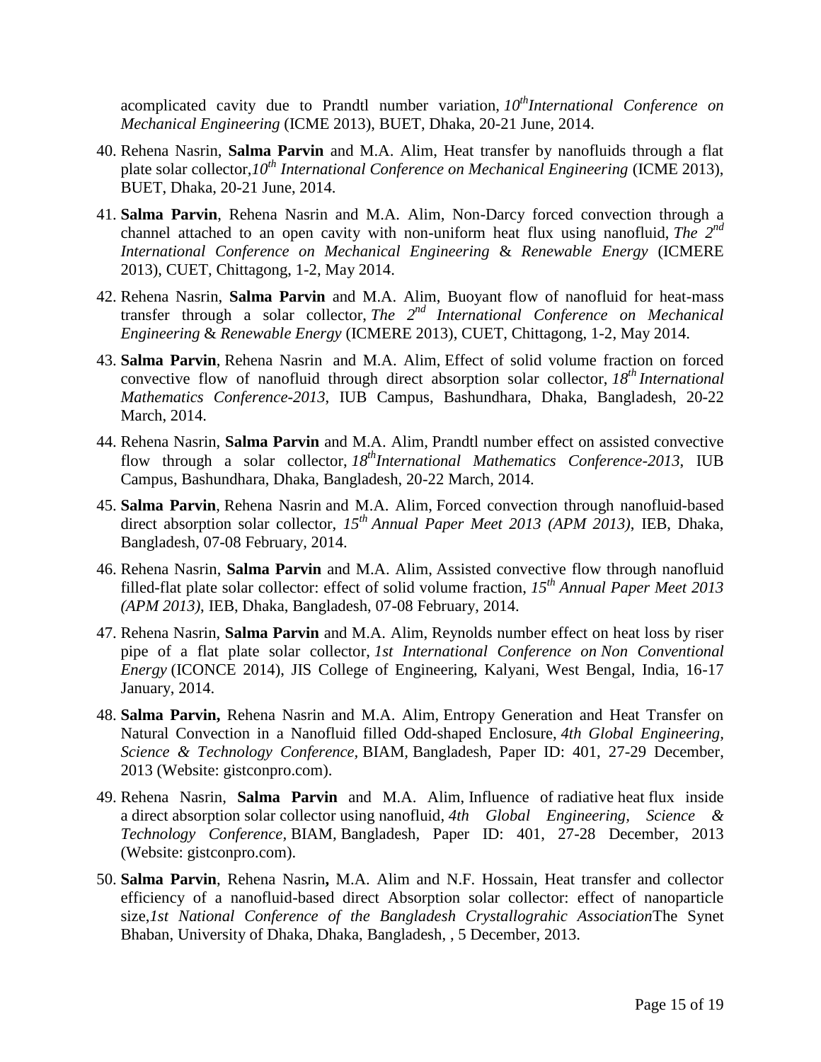acomplicated cavity due to Prandtl number variation, *10th International Conference on Mechanical Engineering* (ICME 2013), BUET, Dhaka, 20-21 June, 2014.

40. Rehena Nasrin, **Salma Parvin** and M.A. Alim, Heat transfer by nanofluids through a flat plate solar collector, *10th International Conference on Mechanical Engineering* (ICME 2013), BUET, Dhaka, 20-21 June, 2014.
41. **Salma Parvin**, Rehena Nasrin and M.A. Alim, Non-Darcy forced convection through a channel attached to an open cavity with non-uniform heat flux using nanofluid, *The 2nd International Conference on Mechanical Engineering* & *Renewable Energy* (ICMERE 2013), CUET, Chittagong, 1-2, May 2014.
42. Rehena Nasrin, **Salma Parvin** and M.A. Alim, Buoyant flow of nanofluid for heat-mass transfer through a solar collector, *The 2nd International Conference on Mechanical Engineering* & *Renewable Energy* (ICMERE 2013), CUET, Chittagong, 1-2, May 2014.
43. **Salma Parvin**, Rehena Nasrin and M.A. Alim, Effect of solid volume fraction on forced convective flow of nanofluid through direct absorption solar collector, *18th International Mathematics Conference-2013*, IUB Campus, Bashundhara, Dhaka, Bangladesh, 20-22 March, 2014.
44. Rehena Nasrin, **Salma Parvin** and M.A. Alim, Prandtl number effect on assisted convective flow through a solar collector, *18th International Mathematics Conference-2013*, IUB Campus, Bashundhara, Dhaka, Bangladesh, 20-22 March, 2014.
45. **Salma Parvin**, Rehena Nasrin and M.A. Alim, Forced convection through nanofluid-based direct absorption solar collector, *15th Annual Paper Meet 2013 (APM 2013)*, IEB, Dhaka, Bangladesh, 07-08 February, 2014.
46. Rehena Nasrin, **Salma Parvin** and M.A. Alim, Assisted convective flow through nanofluid filled-flat plate solar collector: effect of solid volume fraction, *15th Annual Paper Meet 2013 (APM 2013)*, IEB, Dhaka, Bangladesh, 07-08 February, 2014.
47. Rehena Nasrin, **Salma Parvin** and M.A. Alim, Reynolds number effect on heat loss by riser pipe of a flat plate solar collector, *1st International Conference on Non Conventional Energy* (ICONCE 2014), JIS College of Engineering, Kalyani, West Bengal, India, 16-17 January, 2014.
48. **Salma Parvin,** Rehena Nasrin and M.A. Alim, Entropy Generation and Heat Transfer on Natural Convection in a Nanofluid filled Odd-shaped Enclosure, *4th Global Engineering, Science & Technology Conference,* BIAM, Bangladesh, Paper ID: 401, 27-29 December, 2013 (Website: gistconpro.com).
49. Rehena Nasrin, **Salma Parvin** and M.A. Alim, Influence of radiative heat flux inside a direct absorption solar collector using nanofluid, *4th Global Engineering, Science & Technology Conference,* BIAM, Bangladesh, Paper ID: 401, 27-28 December, 2013 (Website: gistconpro.com).
50. **Salma Parvin**, Rehena Nasrin**,** M.A. Alim and N.F. Hossain, Heat transfer and collector efficiency of a nanofluid-based direct Absorption solar collector: effect of nanoparticle size, *1st National Conference of the Bangladesh Crystallograhic Association*The Synet Bhaban, University of Dhaka, Dhaka, Bangladesh, , 5 December, 2013.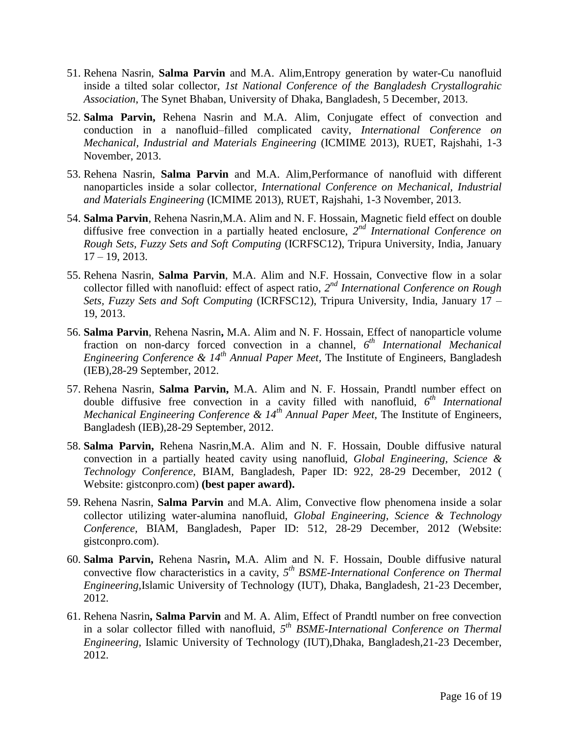51. Rehena Nasrin, **Salma Parvin** and M.A. Alim,Entropy generation by water-Cu nanofluid inside a tilted solar collector, *1st National Conference of the Bangladesh Crystallograhic Association*, The Synet Bhaban, University of Dhaka, Bangladesh, 5 December, 2013.

52. **Salma Parvin,** Rehena Nasrin and M.A. Alim, Conjugate effect of convection and conduction in a nanofluid–filled complicated cavity, *International Conference on Mechanical, Industrial and Materials Engineering* (ICMIME 2013), RUET, Rajshahi, 1-3 November, 2013.

53. Rehena Nasrin, **Salma Parvin** and M.A. Alim,Performance of nanofluid with different nanoparticles inside a solar collector, *International Conference on Mechanical, Industrial and Materials Engineering* (ICMIME 2013), RUET, Rajshahi, 1-3 November, 2013.

54. **Salma Parvin**, Rehena Nasrin,M.A. Alim and N. F. Hossain, Magnetic field effect on double diffusive free convection in a partially heated enclosure, *2nd International Conference on Rough Sets, Fuzzy Sets and Soft Computing* (ICRFSC12), Tripura University, India, January 17 – 19, 2013.

55. Rehena Nasrin, **Salma Parvin**, M.A. Alim and N.F. Hossain, Convective flow in a solar collector filled with nanofluid: effect of aspect ratio, *2nd International Conference on Rough Sets, Fuzzy Sets and Soft Computing* (ICRFSC12), Tripura University, India, January 17 – 19, 2013.

56. **Salma Parvin**, Rehena Nasrin**,** M.A. Alim and N. F. Hossain, Effect of nanoparticle volume fraction on non-darcy forced convection in a channel, *6th International Mechanical Engineering Conference & 14th Annual Paper Meet*, The Institute of Engineers, Bangladesh (IEB),28-29 September, 2012.

57. Rehena Nasrin, **Salma Parvin,** M.A. Alim and N. F. Hossain, Prandtl number effect on double diffusive free convection in a cavity filled with nanofluid, *6th International Mechanical Engineering Conference & 14th Annual Paper Meet*, The Institute of Engineers, Bangladesh (IEB),28-29 September, 2012.

58. **Salma Parvin,** Rehena Nasrin,M.A. Alim and N. F. Hossain, Double diffusive natural convection in a partially heated cavity using nanofluid, *Global Engineering, Science & Technology Conference*, BIAM, Bangladesh, Paper ID: 922, 28-29 December, 2012 ( Website: gistconpro.com) **(best paper award).**

59. Rehena Nasrin, **Salma Parvin** and M.A. Alim, Convective flow phenomena inside a solar collector utilizing water-alumina nanofluid, *Global Engineering, Science & Technology Conference,* BIAM, Bangladesh, Paper ID: 512, 28-29 December, 2012 (Website: gistconpro.com).

60. **Salma Parvin,** Rehena Nasrin**,** M.A. Alim and N. F. Hossain, Double diffusive natural convective flow characteristics in a cavity, *5th BSME-International Conference on Thermal Engineering*,Islamic University of Technology (IUT), Dhaka, Bangladesh, 21-23 December, 2012.

61. Rehena Nasrin**, Salma Parvin** and M. A. Alim, Effect of Prandtl number on free convection in a solar collector filled with nanofluid, *5th BSME-International Conference on Thermal Engineering,* Islamic University of Technology (IUT),Dhaka, Bangladesh,21-23 December, 2012.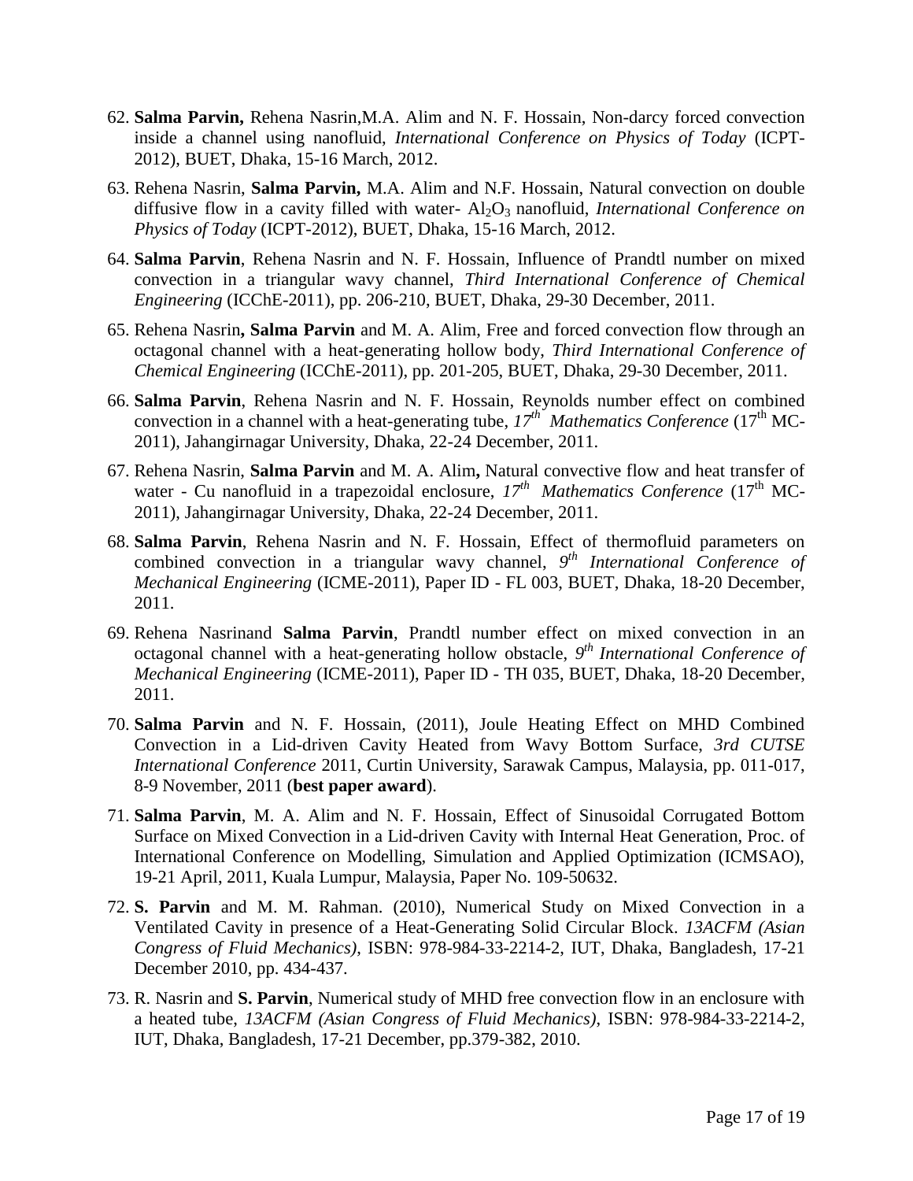62. **Salma Parvin,** Rehena Nasrin,M.A. Alim and N. F. Hossain, Non-darcy forced convection inside a channel using nanofluid, *International Conference on Physics of Today* (ICPT-2012), BUET, Dhaka, 15-16 March, 2012.

63. Rehena Nasrin, **Salma Parvin,** M.A. Alim and N.F. Hossain, Natural convection on double diffusive flow in a cavity filled with water- $Al_2O_3$ nanofluid, *International Conference on Physics of Today* (ICPT-2012), BUET, Dhaka, 15-16 March, 2012.

64. **Salma Parvin**, Rehena Nasrin and N. F. Hossain, Influence of Prandtl number on mixed convection in a triangular wavy channel, *Third International Conference of Chemical Engineering* (ICChE-2011), pp. 206-210, BUET, Dhaka, 29-30 December, 2011.

65. Rehena Nasrin**, Salma Parvin** and M. A. Alim, Free and forced convection flow through an octagonal channel with a heat-generating hollow body, *Third International Conference of Chemical Engineering* (ICChE-2011), pp. 201-205, BUET, Dhaka, 29-30 December, 2011.

66. **Salma Parvin**, Rehena Nasrin and N. F. Hossain, Reynolds number effect on combined convection in a channel with a heat-generating tube, *17th Mathematics Conference* (17th MC-2011), Jahangirnagar University, Dhaka, 22-24 December, 2011.

67. Rehena Nasrin, **Salma Parvin** and M. A. Alim**,** Natural convective flow and heat transfer of water - Cu nanofluid in a trapezoidal enclosure, *17th Mathematics Conference* (17th MC-2011), Jahangirnagar University, Dhaka, 22-24 December, 2011.

68. **Salma Parvin**, Rehena Nasrin and N. F. Hossain, Effect of thermofluid parameters on combined convection in a triangular wavy channel, *9th International Conference of Mechanical Engineering* (ICME-2011), Paper ID - FL 003, BUET, Dhaka, 18-20 December, 2011.

69. Rehena Nasrinand **Salma Parvin**, Prandtl number effect on mixed convection in an octagonal channel with a heat-generating hollow obstacle, *9th International Conference of Mechanical Engineering* (ICME-2011), Paper ID - TH 035, BUET, Dhaka, 18-20 December, 2011.

70. **Salma Parvin** and N. F. Hossain, (2011), Joule Heating Effect on MHD Combined Convection in a Lid-driven Cavity Heated from Wavy Bottom Surface, *3rd CUTSE International Conference* 2011, Curtin University, Sarawak Campus, Malaysia, pp. 011-017, 8-9 November, 2011 (**best paper award**).

71. **Salma Parvin**, M. A. Alim and N. F. Hossain, Effect of Sinusoidal Corrugated Bottom Surface on Mixed Convection in a Lid-driven Cavity with Internal Heat Generation, Proc. of International Conference on Modelling, Simulation and Applied Optimization (ICMSAO), 19-21 April, 2011, Kuala Lumpur, Malaysia, Paper No. 109-50632.

72. **S. Parvin** and M. M. Rahman. (2010), Numerical Study on Mixed Convection in a Ventilated Cavity in presence of a Heat-Generating Solid Circular Block. *13ACFM (Asian Congress of Fluid Mechanics)*, ISBN: 978-984-33-2214-2, IUT, Dhaka, Bangladesh, 17-21 December 2010, pp. 434-437.

73. R. Nasrin and **S. Parvin**, Numerical study of MHD free convection flow in an enclosure with a heated tube, *13ACFM (Asian Congress of Fluid Mechanics)*, ISBN: 978-984-33-2214-2, IUT, Dhaka, Bangladesh, 17-21 December, pp.379-382, 2010.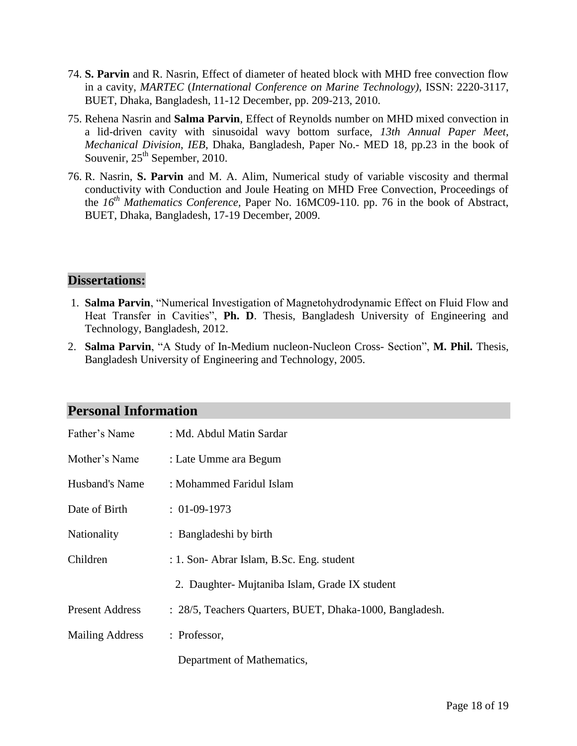74. **S. Parvin** and R. Nasrin, Effect of diameter of heated block with MHD free convection flow in a cavity, *MARTEC* (*International Conference on Marine Technology)*, ISSN: 2220-3117, BUET, Dhaka, Bangladesh, 11-12 December, pp. 209-213, 2010.

75. Rehena Nasrin and **Salma Parvin**, Effect of Reynolds number on MHD mixed convection in a lid-driven cavity with sinusoidal wavy bottom surface, *13th Annual Paper Meet*, *Mechanical Division*, *IEB*, Dhaka, Bangladesh, Paper No.- MED 18, pp.23 in the book of Souvenir, 25th Sepember, 2010.

76. R. Nasrin, **S. Parvin** and M. A. Alim, Numerical study of variable viscosity and thermal conductivity with Conduction and Joule Heating on MHD Free Convection, Proceedings of the *16th Mathematics Conference*, Paper No. 16MC09-110. pp. 76 in the book of Abstract, BUET, Dhaka, Bangladesh, 17-19 December, 2009.

## Dissertations:

1. **Salma Parvin**, "Numerical Investigation of Magnetohydrodynamic Effect on Fluid Flow and Heat Transfer in Cavities", **Ph. D**. Thesis, Bangladesh University of Engineering and Technology, Bangladesh, 2012.
2. **Salma Parvin**, "A Study of In-Medium nucleon-Nucleon Cross- Section", **M. Phil.** Thesis, Bangladesh University of Engineering and Technology, 2005.

## Personal Information

| | |
|---|---|
| Father's Name | : Md. Abdul Matin Sardar |
| Mother's Name | : Late Umme ara Begum |
| Husband's Name | : Mohammed Faridul Islam |
| Date of Birth | : 01-09-1973 |
| Nationality | : Bangladeshi by birth |
| Children | : 1. Son- Abrar Islam, B.Sc. Eng. student |
| | 2. Daughter- Mujtaniba Islam, Grade IX student |
| Present Address | : 28/5, Teachers Quarters, BUET, Dhaka-1000, Bangladesh. |
| Mailing Address | : Professor, |
| | Department of Mathematics, |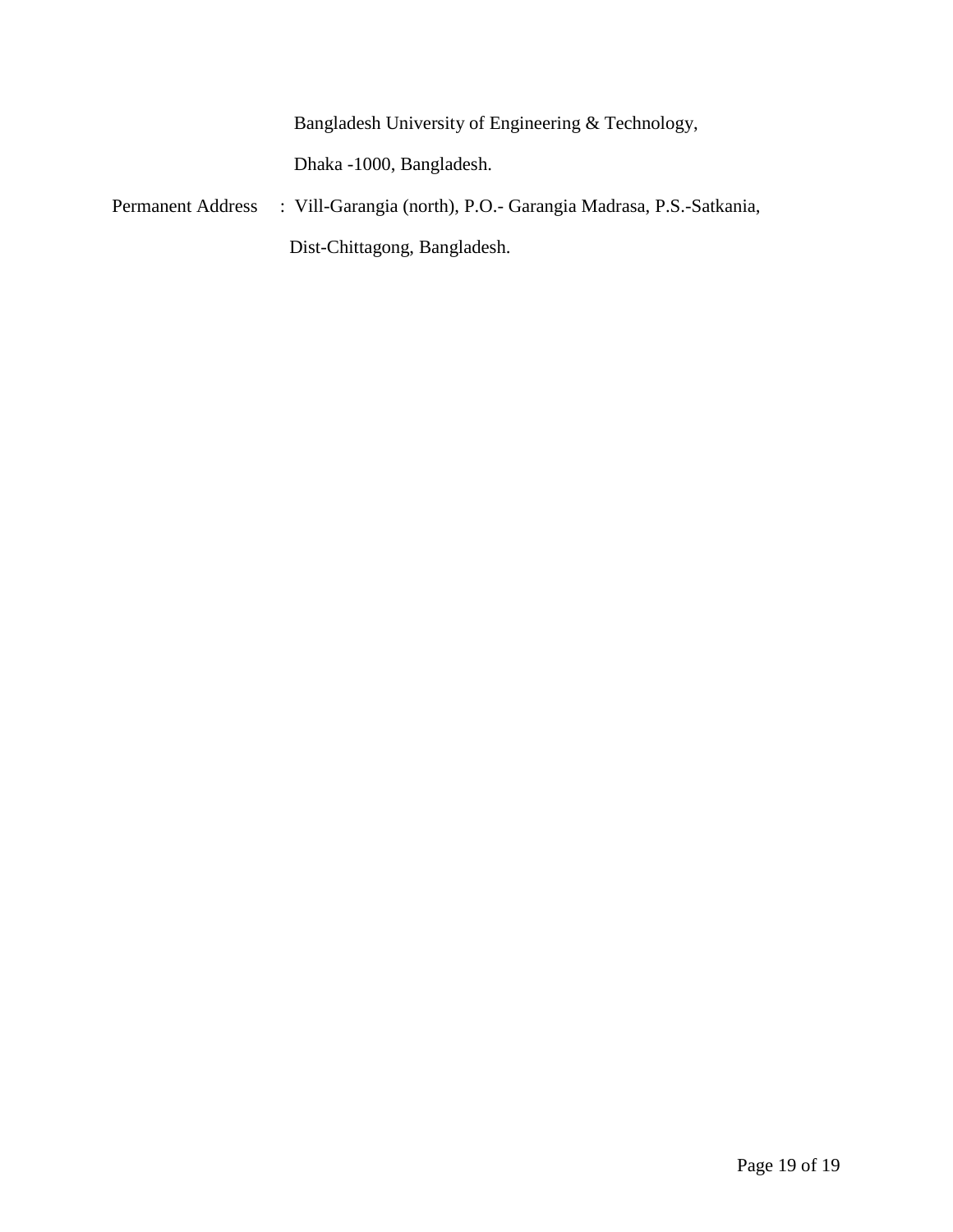Bangladesh University of Engineering & Technology,

Dhaka -1000, Bangladesh.

Permanent Address : Vill-Garangia (north), P.O.- Garangia Madrasa, P.S.-Satkania,

Dist-Chittagong, Bangladesh.